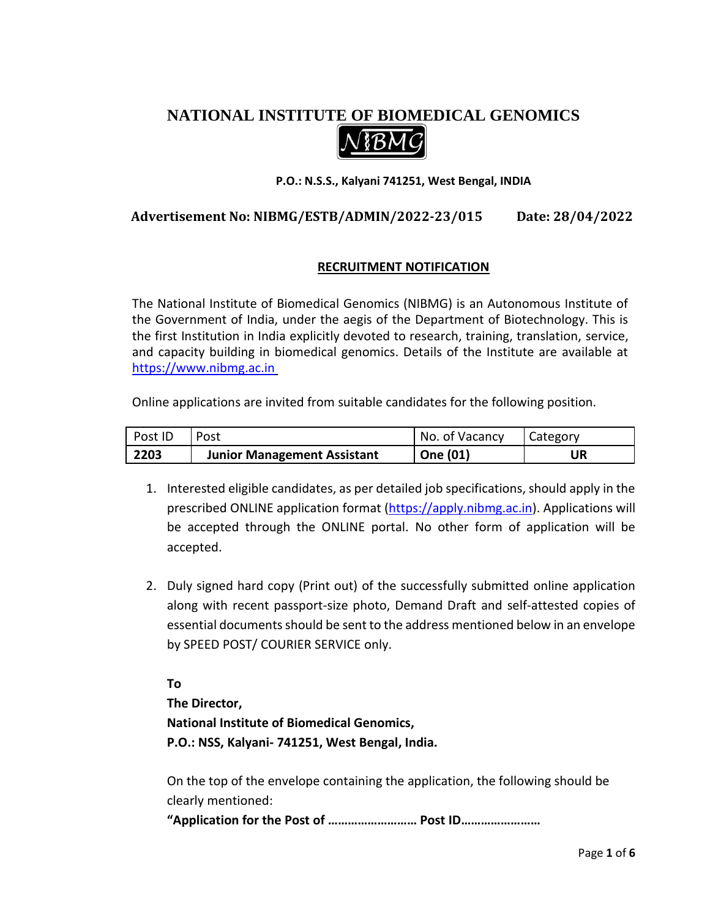# NATIONAL INSTITUTE OF BIOMEDICAL GENOMICS

**P.O.: N.S.S., Kalyani 741251, West Bengal, INDIA**

**Advertisement No: NIBMG/ESTB/ADMIN/2022-23/015 Date: 28/04/2022**

## RECRUITMENT NOTIFICATION

The National Institute of Biomedical Genomics (NIBMG) is an Autonomous Institute of the Government of India, under the aegis of the Department of Biotechnology. This is the first Institution in India explicitly devoted to research, training, translation, service, and capacity building in biomedical genomics. Details of the Institute are available at https://www.nibmg.ac.in

Online applications are invited from suitable candidates for the following position.

| Post ID | Post | No. of Vacancy | Category |
|---|---|---|---|
| **2203** | **Junior Management Assistant** | **One (01)** | **UR** |

1. Interested eligible candidates, as per detailed job specifications, should apply in the prescribed ONLINE application format (https://apply.nibmg.ac.in). Applications will be accepted through the ONLINE portal. No other form of application will be accepted.

2. Duly signed hard copy (Print out) of the successfully submitted online application along with recent passport-size photo, Demand Draft and self-attested copies of essential documents should be sent to the address mentioned below in an envelope by SPEED POST/ COURIER SERVICE only.

   **To**
   **The Director,**
   **National Institute of Biomedical Genomics,**
   **P.O.: NSS, Kalyani- 741251, West Bengal, India.**

   On the top of the envelope containing the application, the following should be clearly mentioned:
   **"Application for the Post of ……………………… Post ID……………………**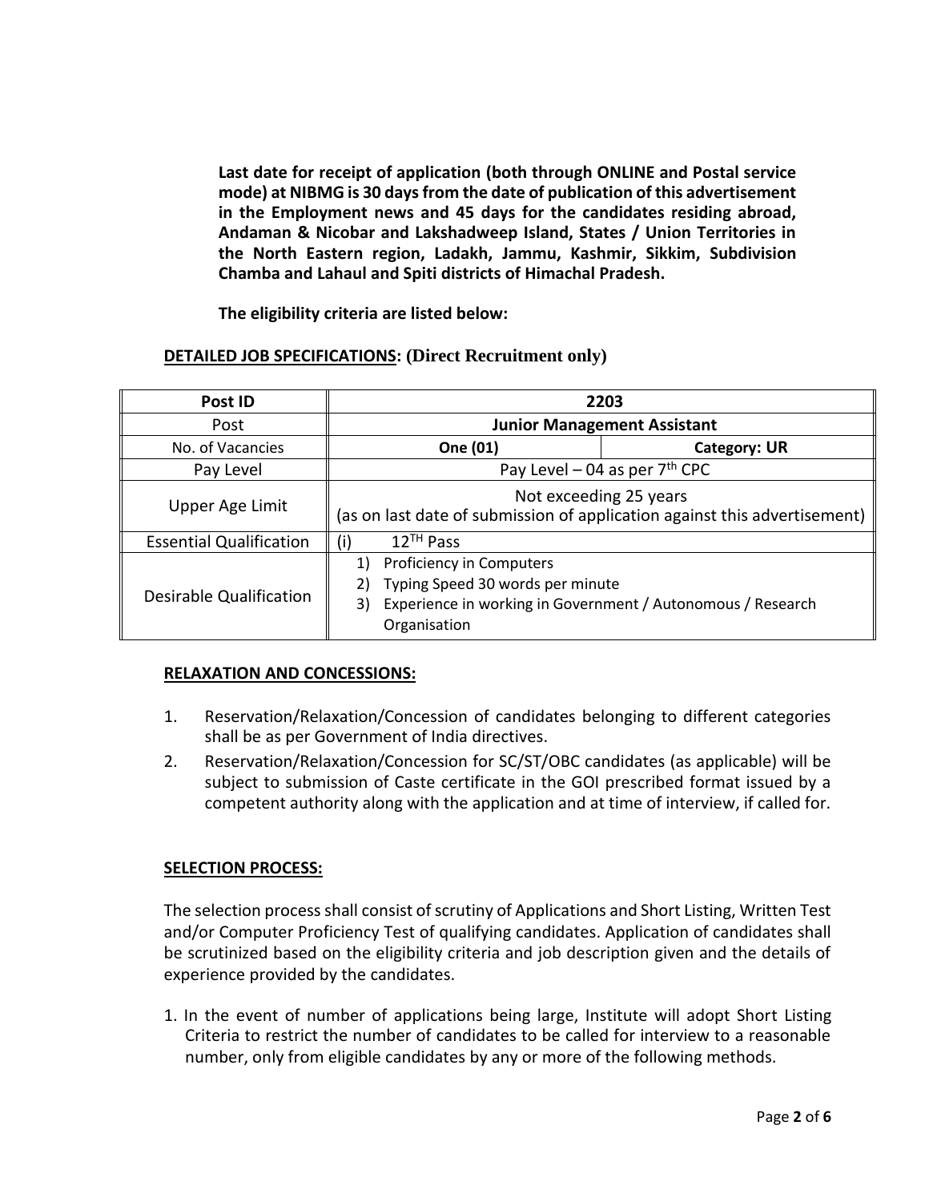**Last date for receipt of application (both through ONLINE and Postal service mode) at NIBMG is 30 days from the date of publication of this advertisement in the Employment news and 45 days for the candidates residing abroad, Andaman & Nicobar and Lakshadweep Island, States / Union Territories in the North Eastern region, Ladakh, Jammu, Kashmir, Sikkim, Subdivision Chamba and Lahaul and Spiti districts of Himachal Pradesh.**

**The eligibility criteria are listed below:**

**DETAILED JOB SPECIFICATIONS: (Direct Recruitment only)**

| **Post ID** | **2203** | |
|---|---|---|
| Post | **Junior Management Assistant** | |
| No. of Vacancies | **One (01)** | **Category: UR** |
| Pay Level | Pay Level – 04 as per 7th CPC | |
| Upper Age Limit | Not exceeding 25 years (as on last date of submission of application against this advertisement) | |
| Essential Qualification | (i) 12TH Pass | |
| Desirable Qualification | 1) Proficiency in Computers<br>2) Typing Speed 30 words per minute<br>3) Experience in working in Government / Autonomous / Research Organisation | |

**RELAXATION AND CONCESSIONS:**

1. Reservation/Relaxation/Concession of candidates belonging to different categories shall be as per Government of India directives.
2. Reservation/Relaxation/Concession for SC/ST/OBC candidates (as applicable) will be subject to submission of Caste certificate in the GOI prescribed format issued by a competent authority along with the application and at time of interview, if called for.

**SELECTION PROCESS:**

The selection process shall consist of scrutiny of Applications and Short Listing, Written Test and/or Computer Proficiency Test of qualifying candidates. Application of candidates shall be scrutinized based on the eligibility criteria and job description given and the details of experience provided by the candidates.

1. In the event of number of applications being large, Institute will adopt Short Listing Criteria to restrict the number of candidates to be called for interview to a reasonable number, only from eligible candidates by any or more of the following methods.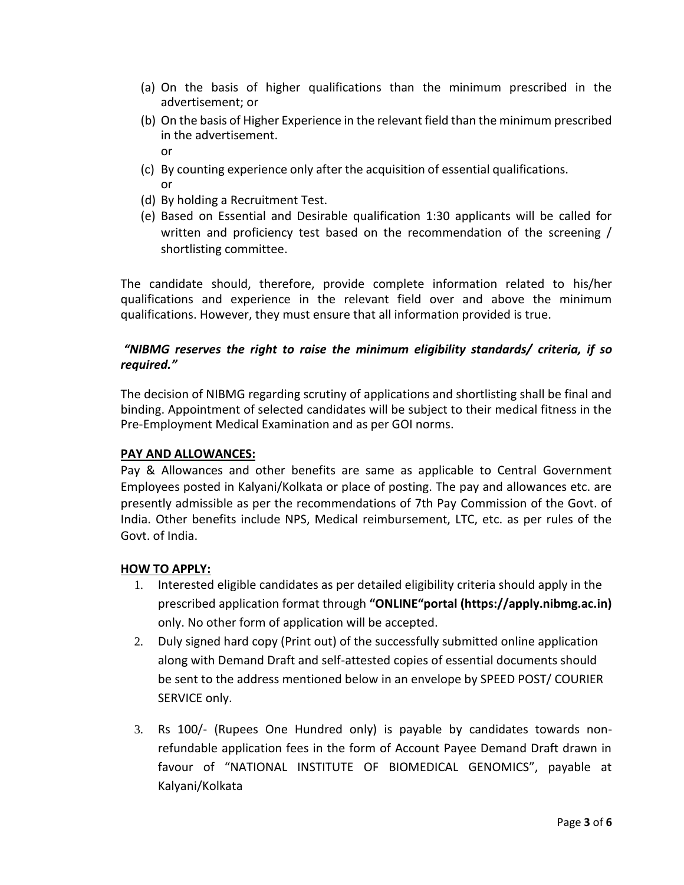(a) On the basis of higher qualifications than the minimum prescribed in the advertisement; or

(b) On the basis of Higher Experience in the relevant field than the minimum prescribed in the advertisement.
    or

(c) By counting experience only after the acquisition of essential qualifications.
    or

(d) By holding a Recruitment Test.

(e) Based on Essential and Desirable qualification 1:30 applicants will be called for written and proficiency test based on the recommendation of the screening / shortlisting committee.

The candidate should, therefore, provide complete information related to his/her qualifications and experience in the relevant field over and above the minimum qualifications. However, they must ensure that all information provided is true.

***"NIBMG reserves the right to raise the minimum eligibility standards/ criteria, if so required."***

The decision of NIBMG regarding scrutiny of applications and shortlisting shall be final and binding. Appointment of selected candidates will be subject to their medical fitness in the Pre-Employment Medical Examination and as per GOI norms.

**PAY AND ALLOWANCES:**

Pay & Allowances and other benefits are same as applicable to Central Government Employees posted in Kalyani/Kolkata or place of posting. The pay and allowances etc. are presently admissible as per the recommendations of 7th Pay Commission of the Govt. of India. Other benefits include NPS, Medical reimbursement, LTC, etc. as per rules of the Govt. of India.

**HOW TO APPLY:**

1. Interested eligible candidates as per detailed eligibility criteria should apply in the prescribed application format through **"ONLINE"portal (https://apply.nibmg.ac.in)** only. No other form of application will be accepted.
2. Duly signed hard copy (Print out) of the successfully submitted online application along with Demand Draft and self-attested copies of essential documents should be sent to the address mentioned below in an envelope by SPEED POST/ COURIER SERVICE only.
3. Rs 100/- (Rupees One Hundred only) is payable by candidates towards non-refundable application fees in the form of Account Payee Demand Draft drawn in favour of "NATIONAL INSTITUTE OF BIOMEDICAL GENOMICS", payable at Kalyani/Kolkata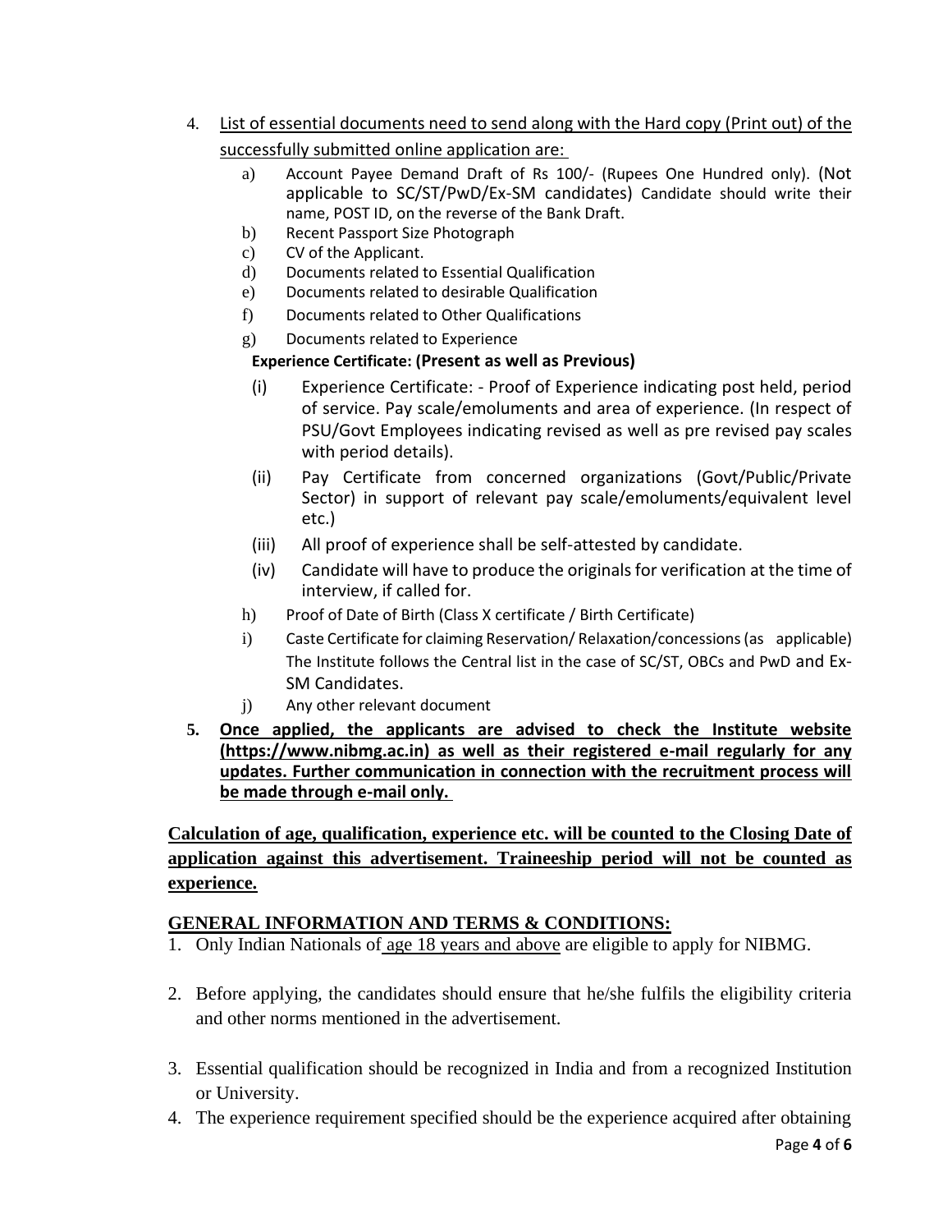4. List of essential documents need to send along with the Hard copy (Print out) of the successfully submitted online application are:
   a) Account Payee Demand Draft of Rs 100/- (Rupees One Hundred only). (Not applicable to SC/ST/PwD/Ex-SM candidates) Candidate should write their name, POST ID, on the reverse of the Bank Draft.
   b) Recent Passport Size Photograph
   c) CV of the Applicant.
   d) Documents related to Essential Qualification
   e) Documents related to desirable Qualification
   f) Documents related to Other Qualifications
   g) Documents related to Experience

      **Experience Certificate: (Present as well as Previous)**

      (i) Experience Certificate: - Proof of Experience indicating post held, period of service. Pay scale/emoluments and area of experience. (In respect of PSU/Govt Employees indicating revised as well as pre revised pay scales with period details).
      (ii) Pay Certificate from concerned organizations (Govt/Public/Private Sector) in support of relevant pay scale/emoluments/equivalent level etc.)
      (iii) All proof of experience shall be self-attested by candidate.
      (iv) Candidate will have to produce the originals for verification at the time of interview, if called for.
   h) Proof of Date of Birth (Class X certificate / Birth Certificate)
   i) Caste Certificate for claiming Reservation/ Relaxation/concessions (as applicable) The Institute follows the Central list in the case of SC/ST, OBCs and PwD and Ex-SM Candidates.
   j) Any other relevant document
5. **Once applied, the applicants are advised to check the Institute website (https://www.nibmg.ac.in) as well as their registered e-mail regularly for any updates. Further communication in connection with the recruitment process will be made through e-mail only.**

**Calculation of age, qualification, experience etc. will be counted to the Closing Date of application against this advertisement. Traineeship period will not be counted as experience.**

## GENERAL INFORMATION AND TERMS & CONDITIONS:

1. Only Indian Nationals of age 18 years and above are eligible to apply for NIBMG.
2. Before applying, the candidates should ensure that he/she fulfils the eligibility criteria and other norms mentioned in the advertisement.
3. Essential qualification should be recognized in India and from a recognized Institution or University.
4. The experience requirement specified should be the experience acquired after obtaining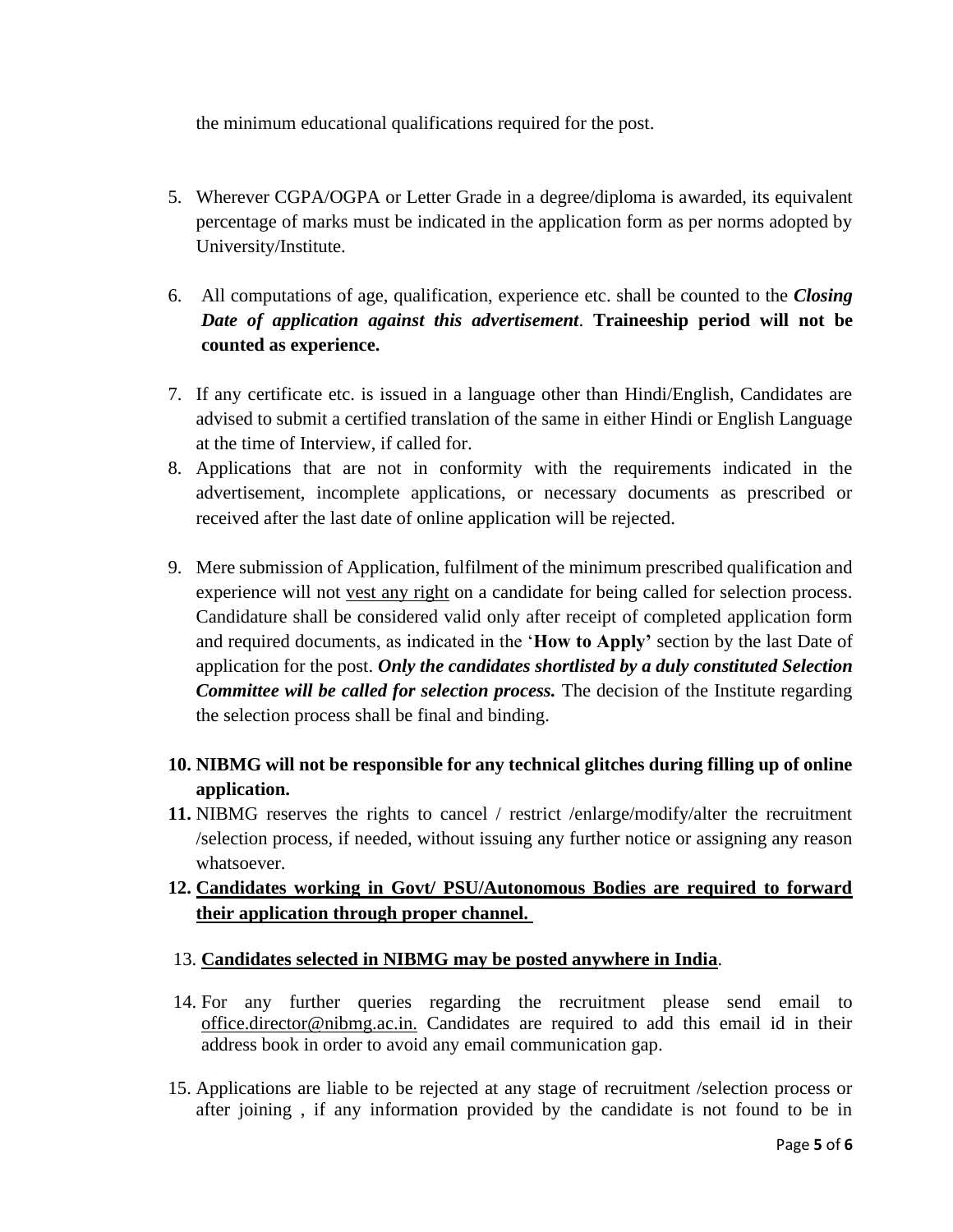the minimum educational qualifications required for the post.

5. Wherever CGPA/OGPA or Letter Grade in a degree/diploma is awarded, its equivalent percentage of marks must be indicated in the application form as per norms adopted by University/Institute.

6. All computations of age, qualification, experience etc. shall be counted to the ***Closing Date of application against this advertisement***. **Traineeship period will not be counted as experience.**

7. If any certificate etc. is issued in a language other than Hindi/English, Candidates are advised to submit a certified translation of the same in either Hindi or English Language at the time of Interview, if called for.
8. Applications that are not in conformity with the requirements indicated in the advertisement, incomplete applications, or necessary documents as prescribed or received after the last date of online application will be rejected.

9. Mere submission of Application, fulfilment of the minimum prescribed qualification and experience will not vest any right on a candidate for being called for selection process. Candidature shall be considered valid only after receipt of completed application form and required documents, as indicated in the '**How to Apply'** section by the last Date of application for the post. ***Only the candidates shortlisted by a duly constituted Selection Committee will be called for selection process.*** The decision of the Institute regarding the selection process shall be final and binding.

10. **NIBMG will not be responsible for any technical glitches during filling up of online application.**
11. NIBMG reserves the rights to cancel / restrict /enlarge/modify/alter the recruitment /selection process, if needed, without issuing any further notice or assigning any reason whatsoever.
12. **Candidates working in Govt/ PSU/Autonomous Bodies are required to forward their application through proper channel.**

13. **Candidates selected in NIBMG may be posted anywhere in India**.

14. For any further queries regarding the recruitment please send email to office.director@nibmg.ac.in. Candidates are required to add this email id in their address book in order to avoid any email communication gap.

15. Applications are liable to be rejected at any stage of recruitment /selection process or after joining , if any information provided by the candidate is not found to be in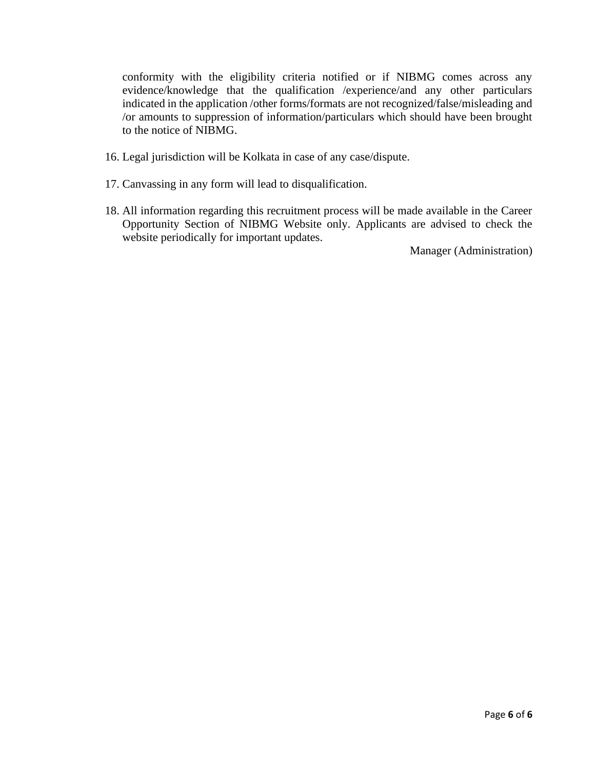conformity with the eligibility criteria notified or if NIBMG comes across any evidence/knowledge that the qualification /experience/and any other particulars indicated in the application /other forms/formats are not recognized/false/misleading and /or amounts to suppression of information/particulars which should have been brought to the notice of NIBMG.

16. Legal jurisdiction will be Kolkata in case of any case/dispute.

17. Canvassing in any form will lead to disqualification.

18. All information regarding this recruitment process will be made available in the Career Opportunity Section of NIBMG Website only. Applicants are advised to check the website periodically for important updates.

Manager (Administration)